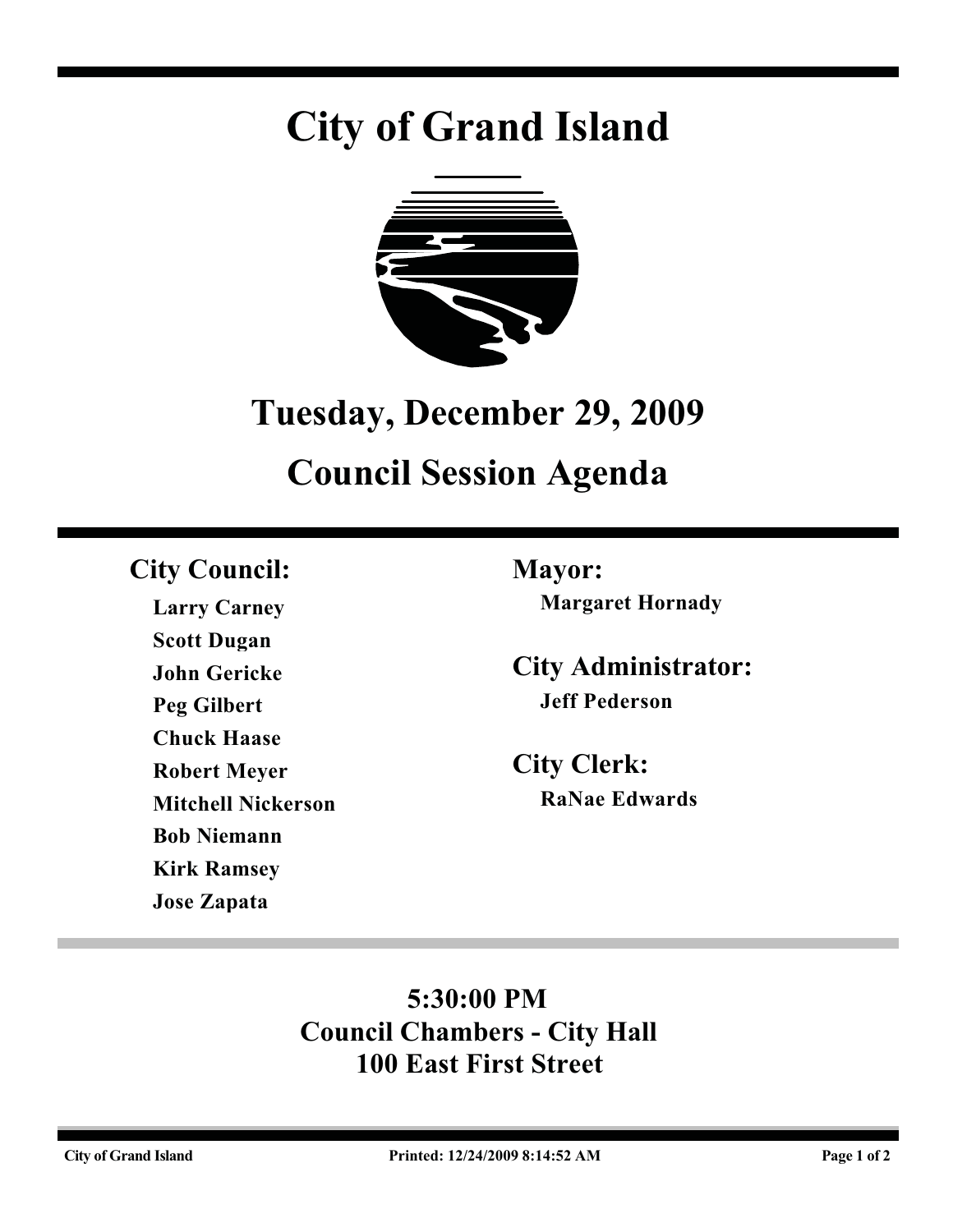# City of Grand Island

## Tuesday, December 29, 2009

## Council Session Agenda

**City Council:**

**Larry Carney**
**Scott Dugan**
**John Gericke**
**Peg Gilbert**
**Chuck Haase**
**Robert Meyer**
**Mitchell Nickerson**
**Bob Niemann**
**Kirk Ramsey**
**Jose Zapata**

**Mayor:**

**Margaret Hornady**

**City Administrator:**

**Jeff Pederson**

**City Clerk:**

**RaNae Edwards**

**5:30:00 PM**
**Council Chambers - City Hall**
**100 East First Street**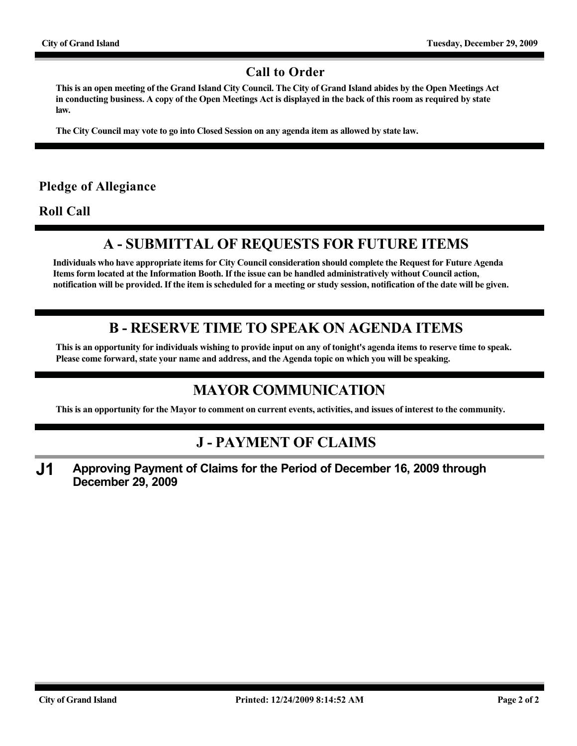## Call to Order

**This is an open meeting of the Grand Island City Council. The City of Grand Island abides by the Open Meetings Act in conducting business. A copy of the Open Meetings Act is displayed in the back of this room as required by state law.**

**The City Council may vote to go into Closed Session on any agenda item as allowed by state law.**

**Pledge of Allegiance**

**Roll Call**

## A - SUBMITTAL OF REQUESTS FOR FUTURE ITEMS

**Individuals who have appropriate items for City Council consideration should complete the Request for Future Agenda Items form located at the Information Booth. If the issue can be handled administratively without Council action, notification will be provided. If the item is scheduled for a meeting or study session, notification of the date will be given.**

## B - RESERVE TIME TO SPEAK ON AGENDA ITEMS

**This is an opportunity for individuals wishing to provide input on any of tonight's agenda items to reserve time to speak. Please come forward, state your name and address, and the Agenda topic on which you will be speaking.**

## MAYOR COMMUNICATION

**This is an opportunity for the Mayor to comment on current events, activities, and issues of interest to the community.**

## J - PAYMENT OF CLAIMS

**J1** **Approving Payment of Claims for the Period of December 16, 2009 through December 29, 2009**